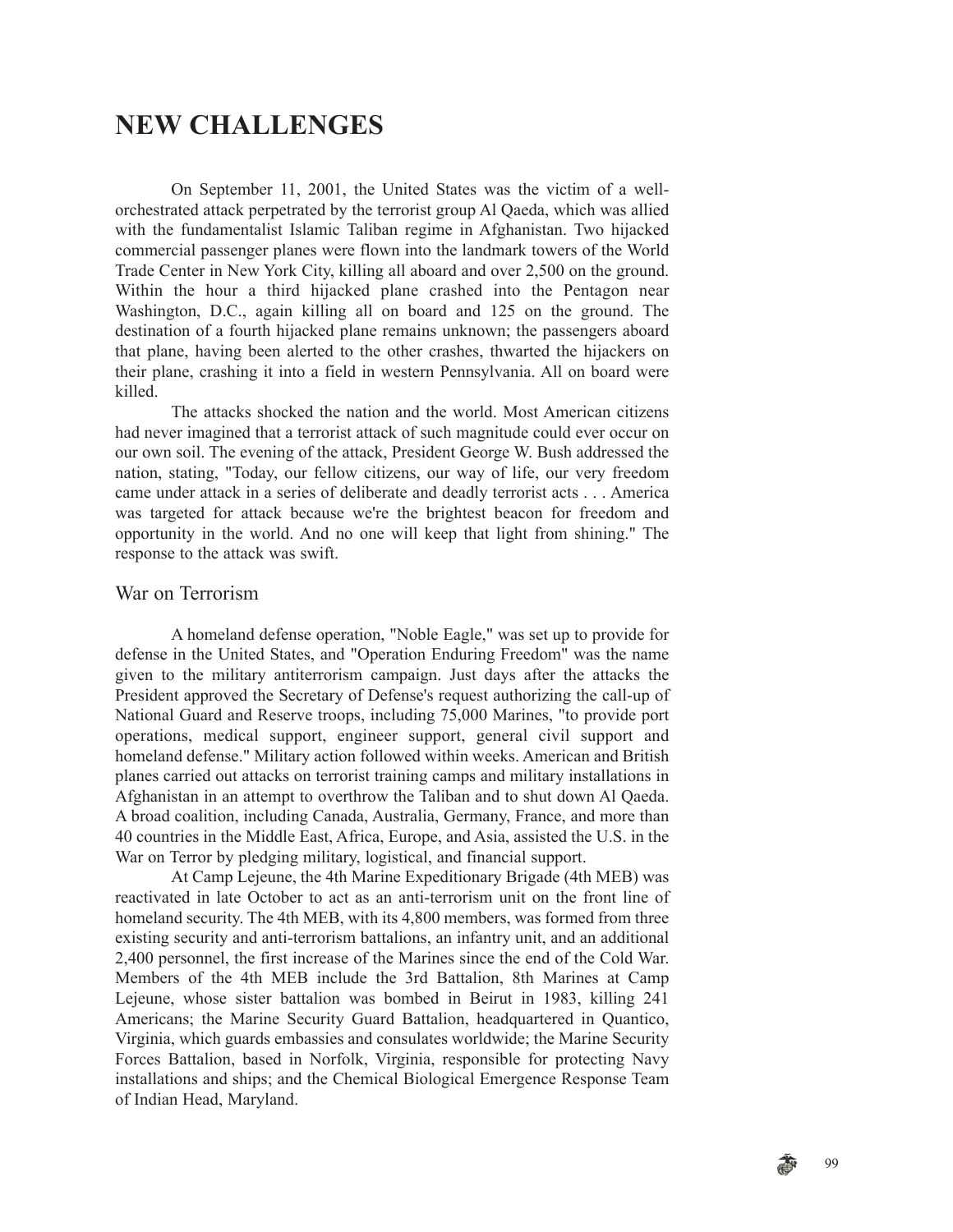# NEW CHALLENGES

On September 11, 2001, the United States was the victim of a well-orchestrated attack perpetrated by the terrorist group Al Qaeda, which was allied with the fundamentalist Islamic Taliban regime in Afghanistan. Two hijacked commercial passenger planes were flown into the landmark towers of the World Trade Center in New York City, killing all aboard and over 2,500 on the ground. Within the hour a third hijacked plane crashed into the Pentagon near Washington, D.C., again killing all on board and 125 on the ground. The destination of a fourth hijacked plane remains unknown; the passengers aboard that plane, having been alerted to the other crashes, thwarted the hijackers on their plane, crashing it into a field in western Pennsylvania. All on board were killed.

The attacks shocked the nation and the world. Most American citizens had never imagined that a terrorist attack of such magnitude could ever occur on our own soil. The evening of the attack, President George W. Bush addressed the nation, stating, "Today, our fellow citizens, our way of life, our very freedom came under attack in a series of deliberate and deadly terrorist acts . . . America was targeted for attack because we're the brightest beacon for freedom and opportunity in the world. And no one will keep that light from shining." The response to the attack was swift.

## War on Terrorism

A homeland defense operation, "Noble Eagle," was set up to provide for defense in the United States, and "Operation Enduring Freedom" was the name given to the military antiterrorism campaign. Just days after the attacks the President approved the Secretary of Defense's request authorizing the call-up of National Guard and Reserve troops, including 75,000 Marines, "to provide port operations, medical support, engineer support, general civil support and homeland defense." Military action followed within weeks. American and British planes carried out attacks on terrorist training camps and military installations in Afghanistan in an attempt to overthrow the Taliban and to shut down Al Qaeda. A broad coalition, including Canada, Australia, Germany, France, and more than 40 countries in the Middle East, Africa, Europe, and Asia, assisted the U.S. in the War on Terror by pledging military, logistical, and financial support.

At Camp Lejeune, the 4th Marine Expeditionary Brigade (4th MEB) was reactivated in late October to act as an anti-terrorism unit on the front line of homeland security. The 4th MEB, with its 4,800 members, was formed from three existing security and anti-terrorism battalions, an infantry unit, and an additional 2,400 personnel, the first increase of the Marines since the end of the Cold War. Members of the 4th MEB include the 3rd Battalion, 8th Marines at Camp Lejeune, whose sister battalion was bombed in Beirut in 1983, killing 241 Americans; the Marine Security Guard Battalion, headquartered in Quantico, Virginia, which guards embassies and consulates worldwide; the Marine Security Forces Battalion, based in Norfolk, Virginia, responsible for protecting Navy installations and ships; and the Chemical Biological Emergence Response Team of Indian Head, Maryland.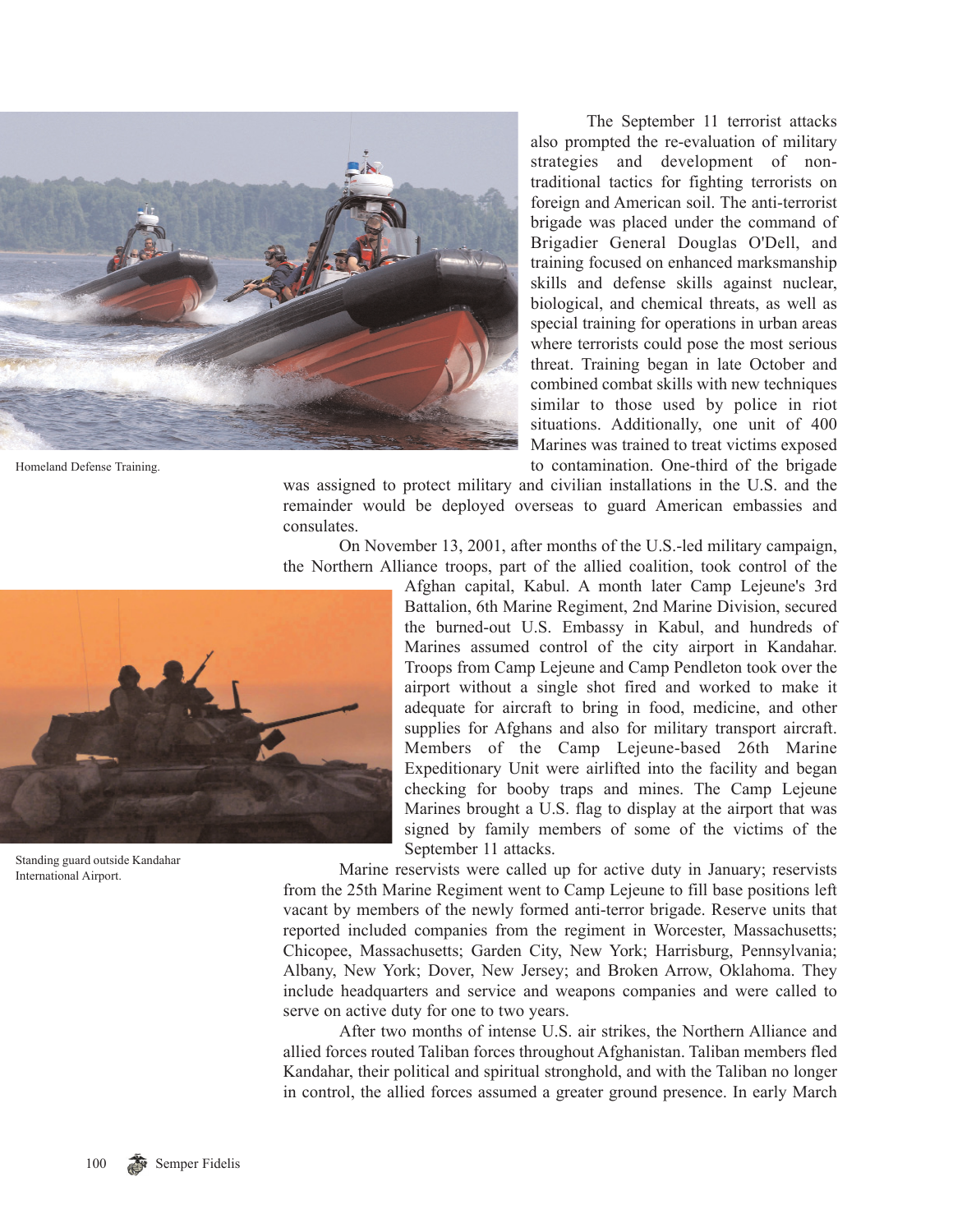The September 11 terrorist attacks also prompted the re-evaluation of military strategies and development of non-traditional tactics for fighting terrorists on foreign and American soil. The anti-terrorist brigade was placed under the command of Brigadier General Douglas O'Dell, and training focused on enhanced marksmanship skills and defense skills against nuclear, biological, and chemical threats, as well as special training for operations in urban areas where terrorists could pose the most serious threat. Training began in late October and combined combat skills with new techniques similar to those used by police in riot situations. Additionally, one unit of 400 Marines was trained to treat victims exposed to contamination. One-third of the brigade was assigned to protect military and civilian installations in the U.S. and the remainder would be deployed overseas to guard American embassies and consulates.

Homeland Defense Training.

On November 13, 2001, after months of the U.S.-led military campaign, the Northern Alliance troops, part of the allied coalition, took control of the Afghan capital, Kabul. A month later Camp Lejeune's 3rd Battalion, 6th Marine Regiment, 2nd Marine Division, secured the burned-out U.S. Embassy in Kabul, and hundreds of Marines assumed control of the city airport in Kandahar. Troops from Camp Lejeune and Camp Pendleton took over the airport without a single shot fired and worked to make it adequate for aircraft to bring in food, medicine, and other supplies for Afghans and also for military transport aircraft. Members of the Camp Lejeune-based 26th Marine Expeditionary Unit were airlifted into the facility and began checking for booby traps and mines. The Camp Lejeune Marines brought a U.S. flag to display at the airport that was signed by family members of some of the victims of the September 11 attacks.

Standing guard outside Kandahar International Airport.

Marine reservists were called up for active duty in January; reservists from the 25th Marine Regiment went to Camp Lejeune to fill base positions left vacant by members of the newly formed anti-terror brigade. Reserve units that reported included companies from the regiment in Worcester, Massachusetts; Chicopee, Massachusetts; Garden City, New York; Harrisburg, Pennsylvania; Albany, New York; Dover, New Jersey; and Broken Arrow, Oklahoma. They include headquarters and service and weapons companies and were called to serve on active duty for one to two years.

After two months of intense U.S. air strikes, the Northern Alliance and allied forces routed Taliban forces throughout Afghanistan. Taliban members fled Kandahar, their political and spiritual stronghold, and with the Taliban no longer in control, the allied forces assumed a greater ground presence. In early March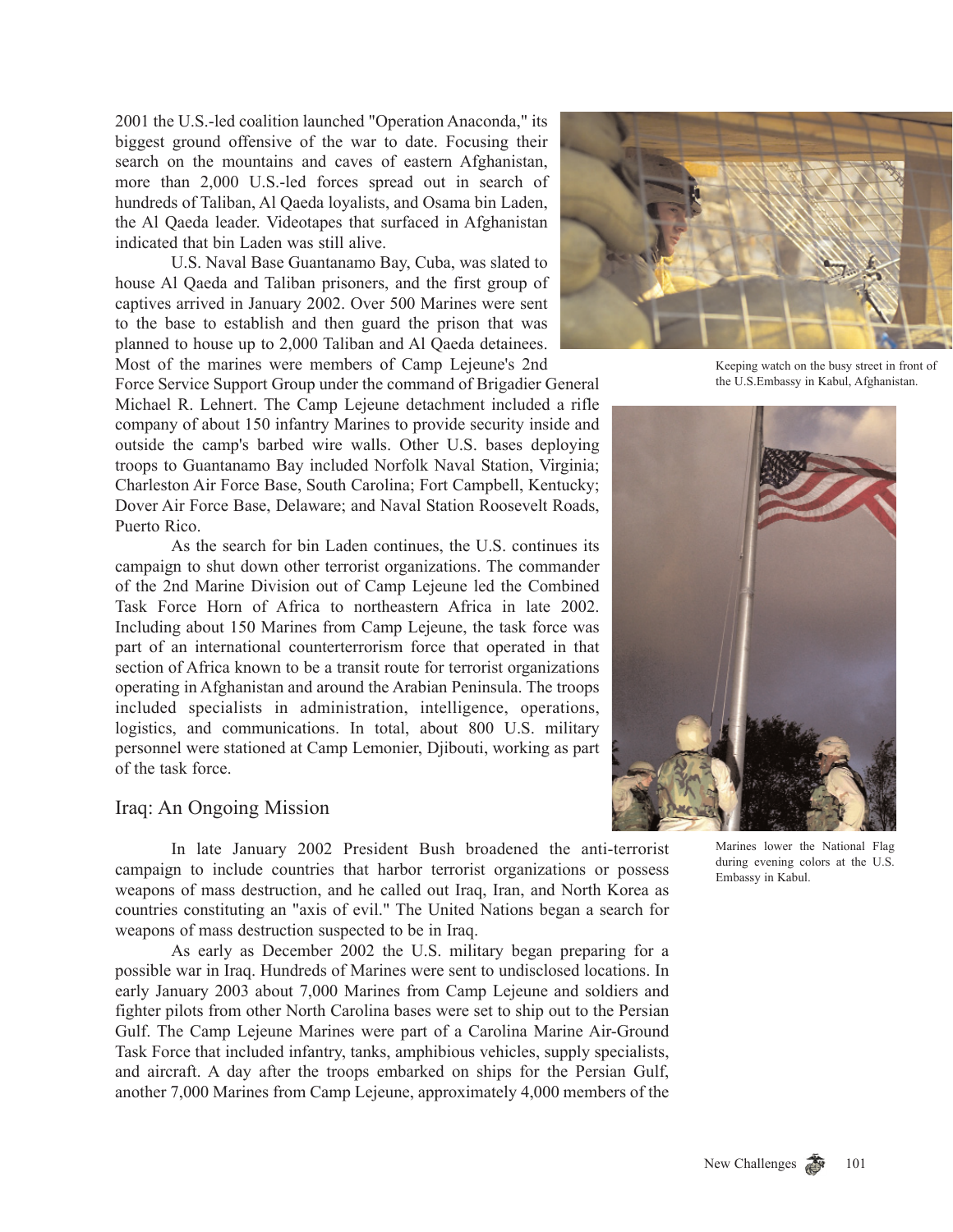2001 the U.S.-led coalition launched "Operation Anaconda," its biggest ground offensive of the war to date. Focusing their search on the mountains and caves of eastern Afghanistan, more than 2,000 U.S.-led forces spread out in search of hundreds of Taliban, Al Qaeda loyalists, and Osama bin Laden, the Al Qaeda leader. Videotapes that surfaced in Afghanistan indicated that bin Laden was still alive.

U.S. Naval Base Guantanamo Bay, Cuba, was slated to house Al Qaeda and Taliban prisoners, and the first group of captives arrived in January 2002. Over 500 Marines were sent to the base to establish and then guard the prison that was planned to house up to 2,000 Taliban and Al Qaeda detainees. Most of the marines were members of Camp Lejeune's 2nd Force Service Support Group under the command of Brigadier General Michael R. Lehnert. The Camp Lejeune detachment included a rifle company of about 150 infantry Marines to provide security inside and outside the camp's barbed wire walls. Other U.S. bases deploying troops to Guantanamo Bay included Norfolk Naval Station, Virginia; Charleston Air Force Base, South Carolina; Fort Campbell, Kentucky; Dover Air Force Base, Delaware; and Naval Station Roosevelt Roads, Puerto Rico.

As the search for bin Laden continues, the U.S. continues its campaign to shut down other terrorist organizations. The commander of the 2nd Marine Division out of Camp Lejeune led the Combined Task Force Horn of Africa to northeastern Africa in late 2002. Including about 150 Marines from Camp Lejeune, the task force was part of an international counterterrorism force that operated in that section of Africa known to be a transit route for terrorist organizations operating in Afghanistan and around the Arabian Peninsula. The troops included specialists in administration, intelligence, operations, logistics, and communications. In total, about 800 U.S. military personnel were stationed at Camp Lemonier, Djibouti, working as part of the task force.

Keeping watch on the busy street in front of the U.S.Embassy in Kabul, Afghanistan.

Marines lower the National Flag during evening colors at the U.S. Embassy in Kabul.

## Iraq: An Ongoing Mission

In late January 2002 President Bush broadened the anti-terrorist campaign to include countries that harbor terrorist organizations or possess weapons of mass destruction, and he called out Iraq, Iran, and North Korea as countries constituting an "axis of evil." The United Nations began a search for weapons of mass destruction suspected to be in Iraq.

As early as December 2002 the U.S. military began preparing for a possible war in Iraq. Hundreds of Marines were sent to undisclosed locations. In early January 2003 about 7,000 Marines from Camp Lejeune and soldiers and fighter pilots from other North Carolina bases were set to ship out to the Persian Gulf. The Camp Lejeune Marines were part of a Carolina Marine Air-Ground Task Force that included infantry, tanks, amphibious vehicles, supply specialists, and aircraft. A day after the troops embarked on ships for the Persian Gulf, another 7,000 Marines from Camp Lejeune, approximately 4,000 members of the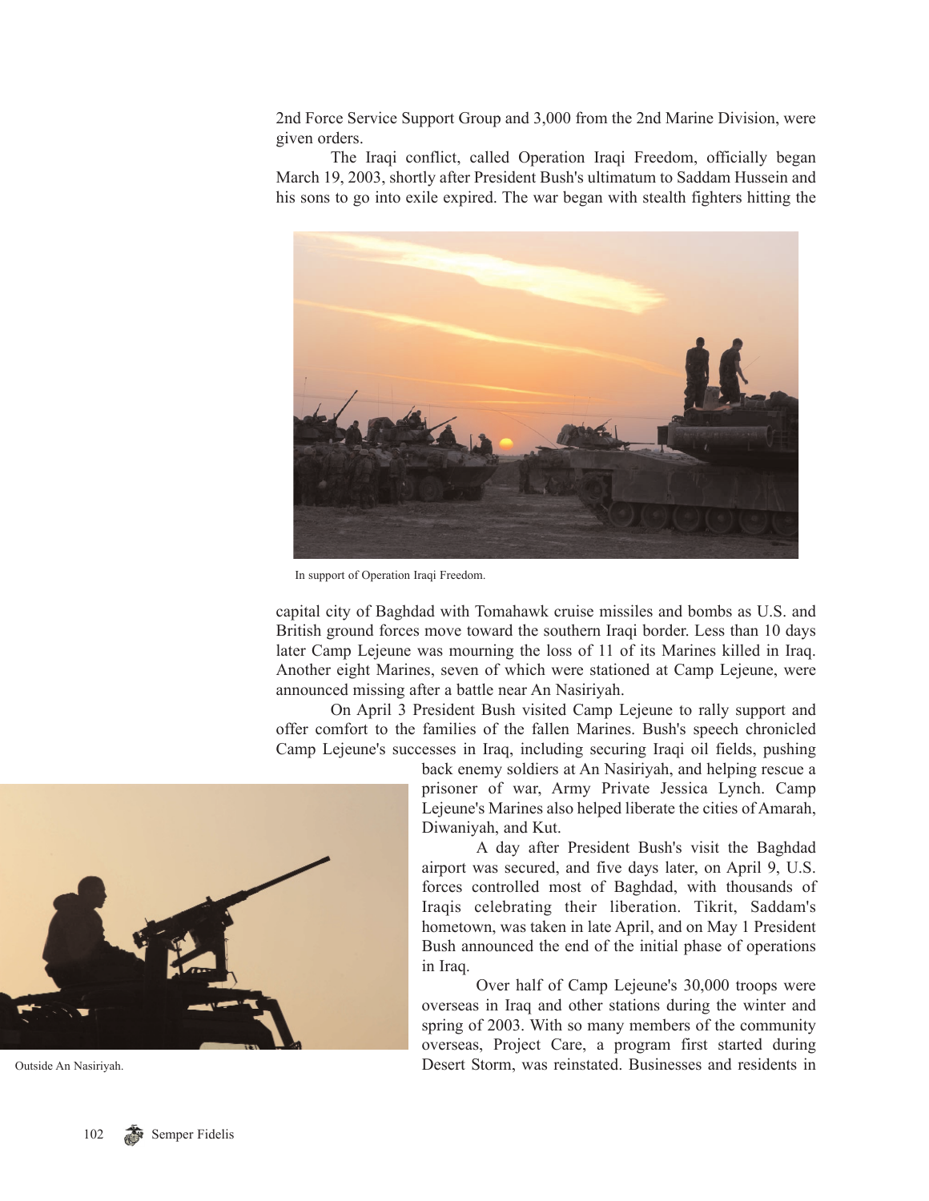2nd Force Service Support Group and 3,000 from the 2nd Marine Division, were given orders.

The Iraqi conflict, called Operation Iraqi Freedom, officially began March 19, 2003, shortly after President Bush's ultimatum to Saddam Hussein and his sons to go into exile expired. The war began with stealth fighters hitting the capital city of Baghdad with Tomahawk cruise missiles and bombs as U.S. and British ground forces move toward the southern Iraqi border. Less than 10 days later Camp Lejeune was mourning the loss of 11 of its Marines killed in Iraq. Another eight Marines, seven of which were stationed at Camp Lejeune, were announced missing after a battle near An Nasiriyah.

In support of Operation Iraqi Freedom.

On April 3 President Bush visited Camp Lejeune to rally support and offer comfort to the families of the fallen Marines. Bush's speech chronicled Camp Lejeune's successes in Iraq, including securing Iraqi oil fields, pushing back enemy soldiers at An Nasiriyah, and helping rescue a prisoner of war, Army Private Jessica Lynch. Camp Lejeune's Marines also helped liberate the cities of Amarah, Diwaniyah, and Kut.

A day after President Bush's visit the Baghdad airport was secured, and five days later, on April 9, U.S. forces controlled most of Baghdad, with thousands of Iraqis celebrating their liberation. Tikrit, Saddam's hometown, was taken in late April, and on May 1 President Bush announced the end of the initial phase of operations in Iraq.

Over half of Camp Lejeune's 30,000 troops were overseas in Iraq and other stations during the winter and spring of 2003. With so many members of the community overseas, Project Care, a program first started during Desert Storm, was reinstated. Businesses and residents in

Outside An Nasiriyah.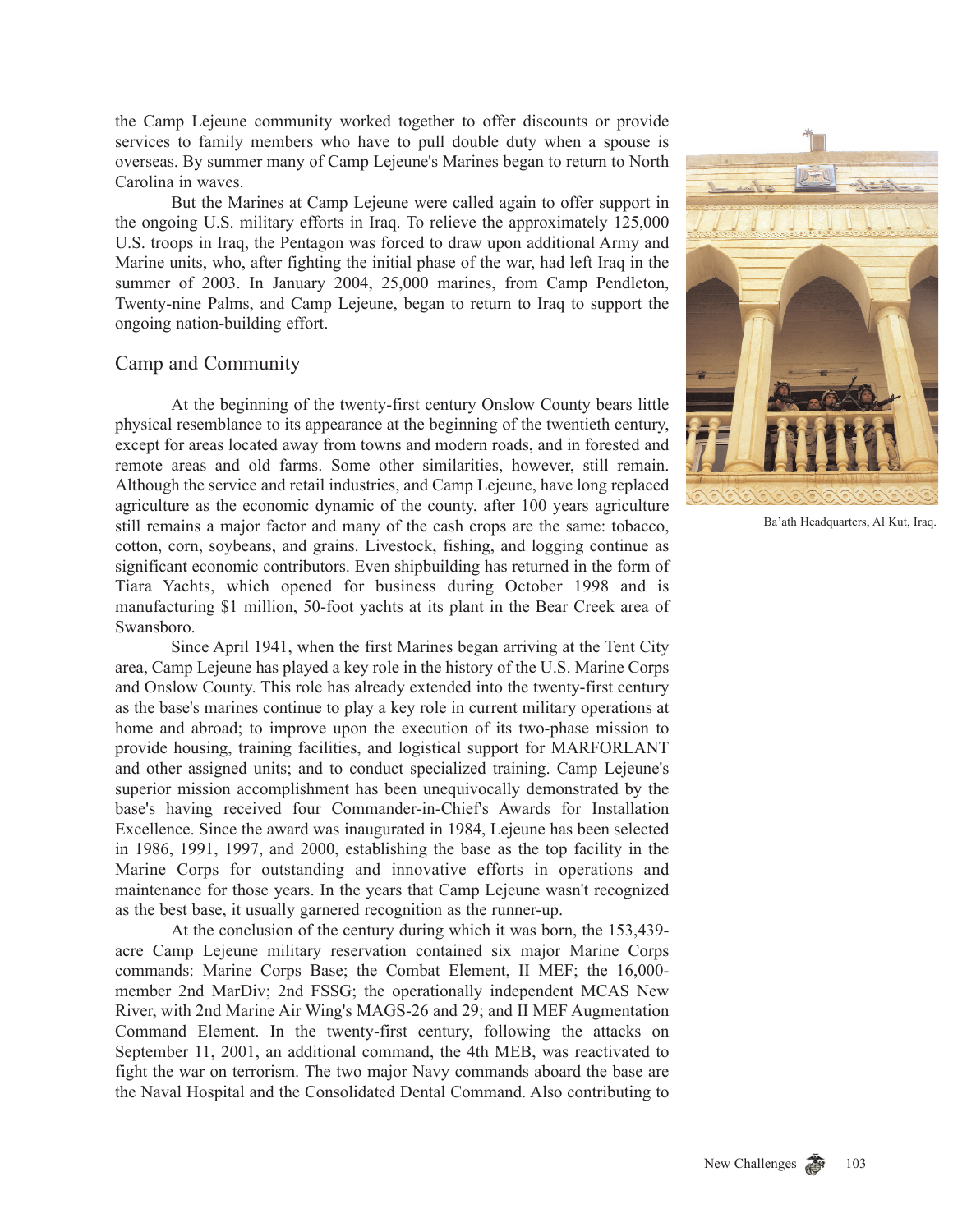the Camp Lejeune community worked together to offer discounts or provide services to family members who have to pull double duty when a spouse is overseas. By summer many of Camp Lejeune's Marines began to return to North Carolina in waves.

But the Marines at Camp Lejeune were called again to offer support in the ongoing U.S. military efforts in Iraq. To relieve the approximately 125,000 U.S. troops in Iraq, the Pentagon was forced to draw upon additional Army and Marine units, who, after fighting the initial phase of the war, had left Iraq in the summer of 2003. In January 2004, 25,000 marines, from Camp Pendleton, Twenty-nine Palms, and Camp Lejeune, began to return to Iraq to support the ongoing nation-building effort.

Ba'ath Headquarters, Al Kut, Iraq.

## Camp and Community

At the beginning of the twenty-first century Onslow County bears little physical resemblance to its appearance at the beginning of the twentieth century, except for areas located away from towns and modern roads, and in forested and remote areas and old farms. Some other similarities, however, still remain. Although the service and retail industries, and Camp Lejeune, have long replaced agriculture as the economic dynamic of the county, after 100 years agriculture still remains a major factor and many of the cash crops are the same: tobacco, cotton, corn, soybeans, and grains. Livestock, fishing, and logging continue as significant economic contributors. Even shipbuilding has returned in the form of Tiara Yachts, which opened for business during October 1998 and is manufacturing $1 million, 50-foot yachts at its plant in the Bear Creek area of Swansboro.

Since April 1941, when the first Marines began arriving at the Tent City area, Camp Lejeune has played a key role in the history of the U.S. Marine Corps and Onslow County. This role has already extended into the twenty-first century as the base's marines continue to play a key role in current military operations at home and abroad; to improve upon the execution of its two-phase mission to provide housing, training facilities, and logistical support for MARFORLANT and other assigned units; and to conduct specialized training. Camp Lejeune's superior mission accomplishment has been unequivocally demonstrated by the base's having received four Commander-in-Chief's Awards for Installation Excellence. Since the award was inaugurated in 1984, Lejeune has been selected in 1986, 1991, 1997, and 2000, establishing the base as the top facility in the Marine Corps for outstanding and innovative efforts in operations and maintenance for those years. In the years that Camp Lejeune wasn't recognized as the best base, it usually garnered recognition as the runner-up.

At the conclusion of the century during which it was born, the 153,439-acre Camp Lejeune military reservation contained six major Marine Corps commands: Marine Corps Base; the Combat Element, II MEF; the 16,000-member 2nd MarDiv; 2nd FSSG; the operationally independent MCAS New River, with 2nd Marine Air Wing's MAGS-26 and 29; and II MEF Augmentation Command Element. In the twenty-first century, following the attacks on September 11, 2001, an additional command, the 4th MEB, was reactivated to fight the war on terrorism. The two major Navy commands aboard the base are the Naval Hospital and the Consolidated Dental Command. Also contributing to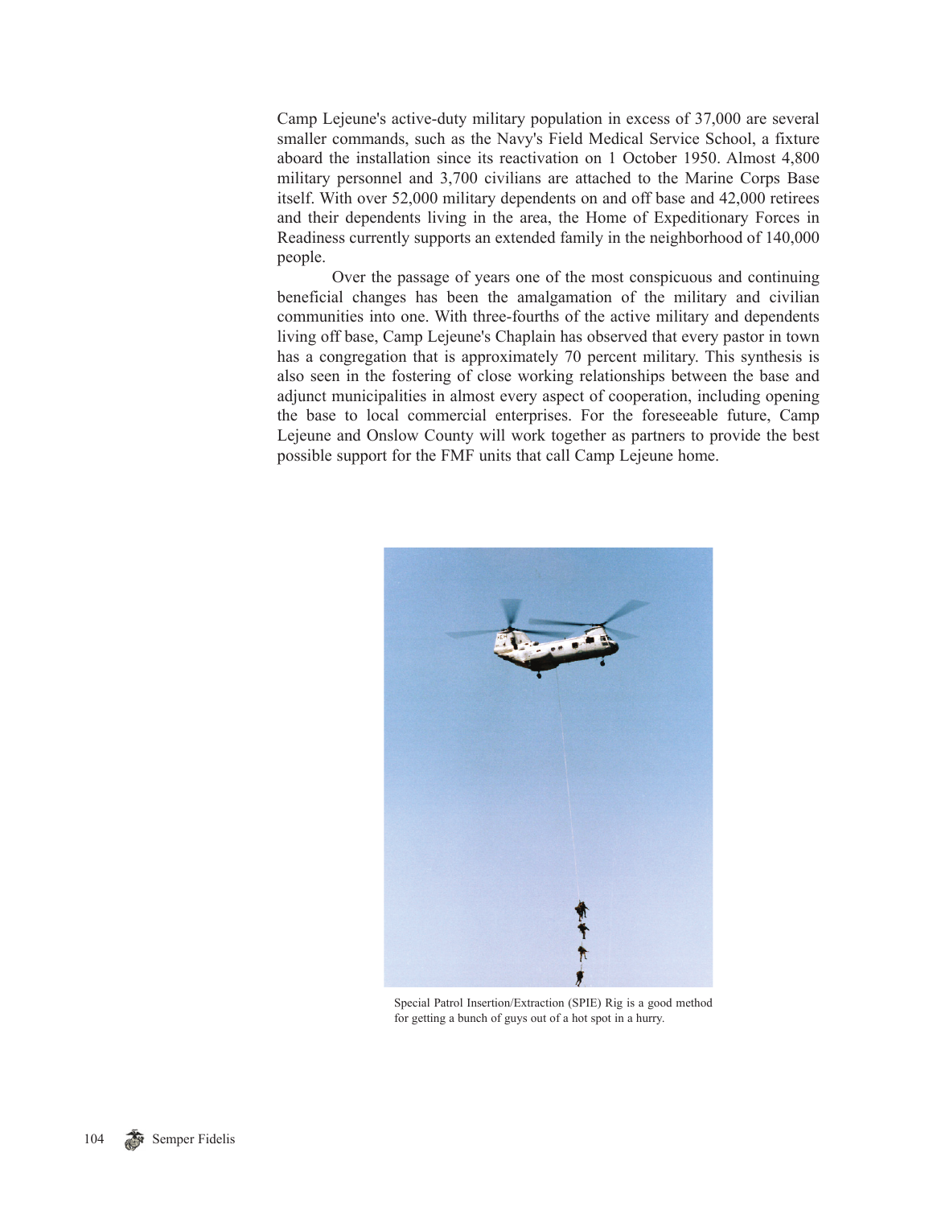Camp Lejeune's active-duty military population in excess of 37,000 are several smaller commands, such as the Navy's Field Medical Service School, a fixture aboard the installation since its reactivation on 1 October 1950. Almost 4,800 military personnel and 3,700 civilians are attached to the Marine Corps Base itself. With over 52,000 military dependents on and off base and 42,000 retirees and their dependents living in the area, the Home of Expeditionary Forces in Readiness currently supports an extended family in the neighborhood of 140,000 people.

Over the passage of years one of the most conspicuous and continuing beneficial changes has been the amalgamation of the military and civilian communities into one. With three-fourths of the active military and dependents living off base, Camp Lejeune's Chaplain has observed that every pastor in town has a congregation that is approximately 70 percent military. This synthesis is also seen in the fostering of close working relationships between the base and adjunct municipalities in almost every aspect of cooperation, including opening the base to local commercial enterprises. For the foreseeable future, Camp Lejeune and Onslow County will work together as partners to provide the best possible support for the FMF units that call Camp Lejeune home.

Special Patrol Insertion/Extraction (SPIE) Rig is a good method for getting a bunch of guys out of a hot spot in a hurry.